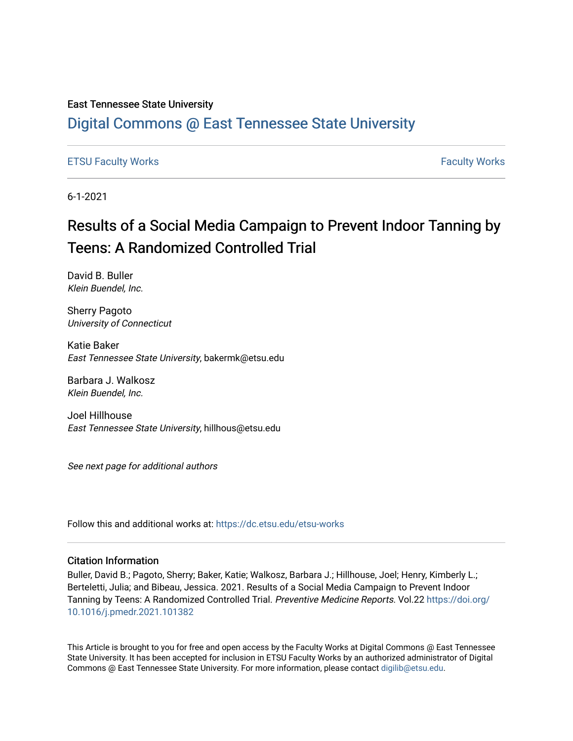East Tennessee State University

# Digital Commons @ East Tennessee State University

ETSU Faculty Works | Faculty Works

6-1-2021

# Results of a Social Media Campaign to Prevent Indoor Tanning by Teens: A Randomized Controlled Trial

David B. Buller
*Klein Buendel, Inc.*

Sherry Pagoto
*University of Connecticut*

Katie Baker
*East Tennessee State University*, bakermk@etsu.edu

Barbara J. Walkosz
*Klein Buendel, Inc.*

Joel Hillhouse
*East Tennessee State University*, hillhous@etsu.edu

*See next page for additional authors*

Follow this and additional works at: https://dc.etsu.edu/etsu-works

## Citation Information

Buller, David B.; Pagoto, Sherry; Baker, Katie; Walkosz, Barbara J.; Hillhouse, Joel; Henry, Kimberly L.; Berteletti, Julia; and Bibeau, Jessica. 2021. Results of a Social Media Campaign to Prevent Indoor Tanning by Teens: A Randomized Controlled Trial. *Preventive Medicine Reports*. Vol.22 https://doi.org/10.1016/j.pmedr.2021.101382

This Article is brought to you for free and open access by the Faculty Works at Digital Commons @ East Tennessee State University. It has been accepted for inclusion in ETSU Faculty Works by an authorized administrator of Digital Commons @ East Tennessee State University. For more information, please contact digilib@etsu.edu.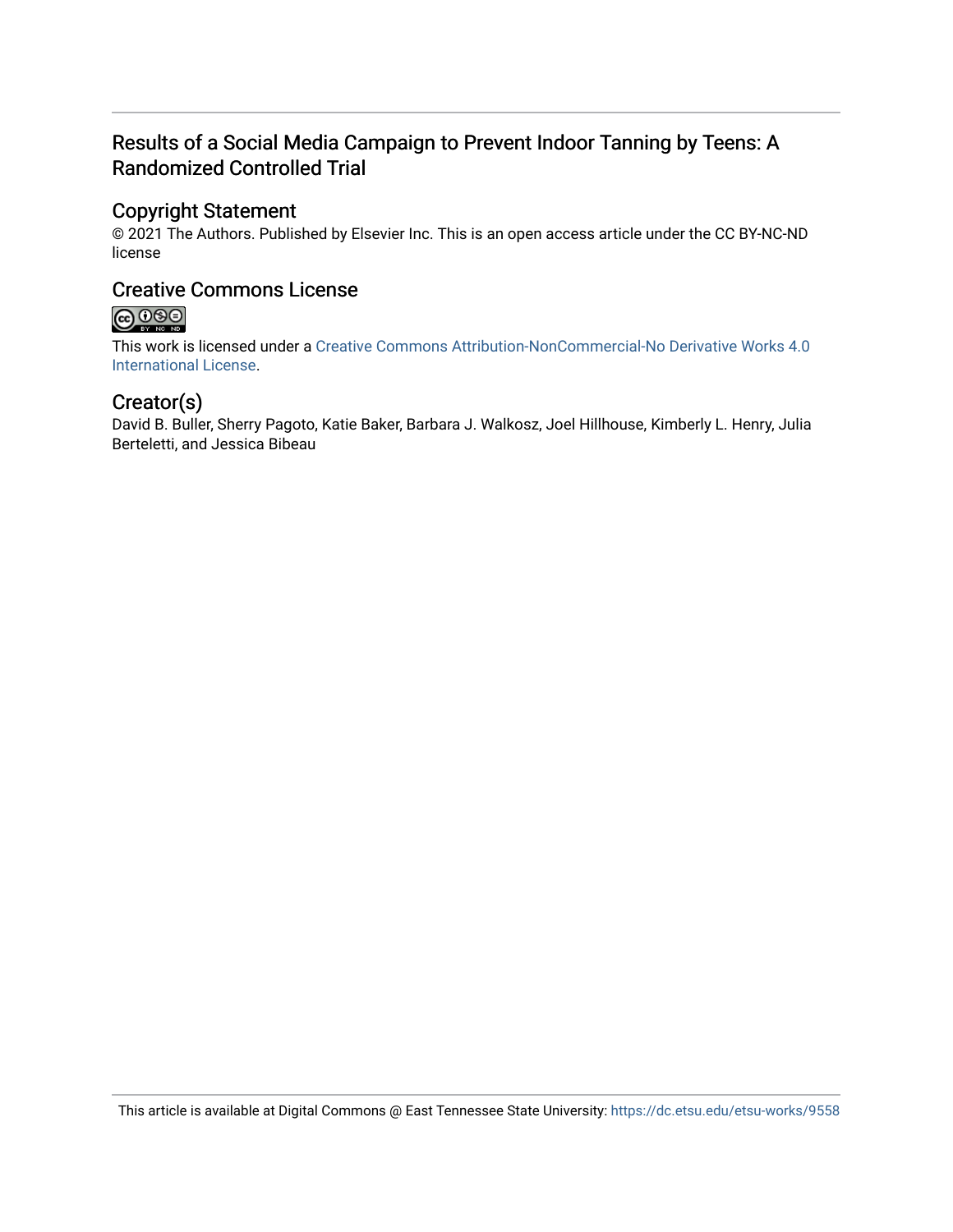# Results of a Social Media Campaign to Prevent Indoor Tanning by Teens: A Randomized Controlled Trial

## Copyright Statement

© 2021 The Authors. Published by Elsevier Inc. This is an open access article under the CC BY-NC-ND license

## Creative Commons License

This work is licensed under a Creative Commons Attribution-NonCommercial-No Derivative Works 4.0 International License.

## Creator(s)

David B. Buller, Sherry Pagoto, Katie Baker, Barbara J. Walkosz, Joel Hillhouse, Kimberly L. Henry, Julia Berteletti, and Jessica Bibeau

This article is available at Digital Commons @ East Tennessee State University: https://dc.etsu.edu/etsu-works/9558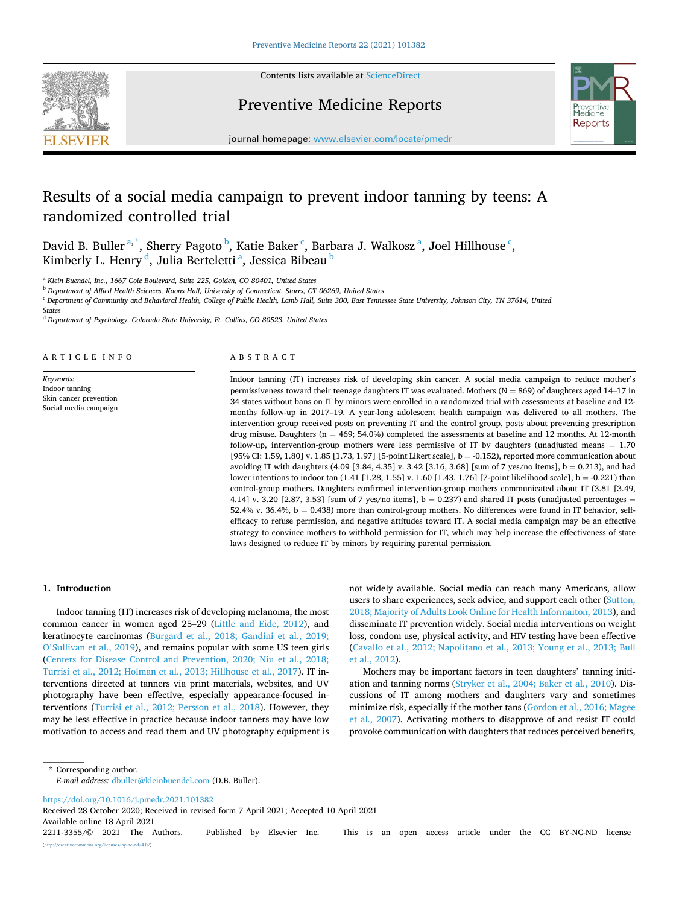# Results of a social media campaign to prevent indoor tanning by teens: A randomized controlled trial

David B. Buller [a,*], Sherry Pagoto [b], Katie Baker [c], Barbara J. Walkosz [a], Joel Hillhouse [c], Kimberly L. Henry [d], Julia Berteletti [a], Jessica Bibeau [b]

[a] Klein Buendel, Inc., 1667 Cole Boulevard, Suite 225, Golden, CO 80401, United States

[b] Department of Allied Health Sciences, Koons Hall, University of Connecticut, Storrs, CT 06269, United States

[c] Department of Community and Behavioral Health, College of Public Health, Lamb Hall, Suite 300, East Tennessee State University, Johnson City, TN 37614, United States

[d] Department of Psychology, Colorado State University, Ft. Collins, CO 80523, United States

## ARTICLE INFO

*Keywords:*
Indoor tanning
Skin cancer prevention
Social media campaign

## ABSTRACT

Indoor tanning (IT) increases risk of developing skin cancer. A social media campaign to reduce mother's permissiveness toward their teenage daughters IT was evaluated. Mothers (N = 869) of daughters aged 14–17 in 34 states without bans on IT by minors were enrolled in a randomized trial with assessments at baseline and 12-months follow-up in 2017–19. A year-long adolescent health campaign was delivered to all mothers. The intervention group received posts on preventing IT and the control group, posts about preventing prescription drug misuse. Daughters (n = 469; 54.0%) completed the assessments at baseline and 12 months. At 12-month follow-up, intervention-group mothers were less permissive of IT by daughters (unadjusted means = 1.70 [95% CI: 1.59, 1.80] v. 1.85 [1.73, 1.97] [5-point Likert scale], b = -0.152), reported more communication about avoiding IT with daughters (4.09 [3.84, 4.35] v. 3.42 [3.16, 3.68] [sum of 7 yes/no items], b = 0.213), and had lower intentions to indoor tan (1.41 [1.28, 1.55] v. 1.60 [1.43, 1.76] [7-point likelihood scale], b = -0.221) than control-group mothers. Daughters confirmed intervention-group mothers communicated about IT (3.81 [3.49, 4.14] v. 3.20 [2.87, 3.53] [sum of 7 yes/no items], b = 0.237) and shared IT posts (unadjusted percentages = 52.4% v. 36.4%, b = 0.438) more than control-group mothers. No differences were found in IT behavior, self-efficacy to refuse permission, and negative attitudes toward IT. A social media campaign may be an effective strategy to convince mothers to withhold permission for IT, which may help increase the effectiveness of state laws designed to reduce IT by minors by requiring parental permission.

## 1. Introduction

Indoor tanning (IT) increases risk of developing melanoma, the most common cancer in women aged 25–29 (Little and Eide, 2012), and keratinocyte carcinomas (Burgard et al., 2018; Gandini et al., 2019; O'Sullivan et al., 2019), and remains popular with some US teen girls (Centers for Disease Control and Prevention, 2020; Niu et al., 2018; Turrisi et al., 2012; Holman et al., 2013; Hillhouse et al., 2017). IT interventions directed at tanners via print materials, websites, and UV photography have been effective, especially appearance-focused interventions (Turrisi et al., 2012; Persson et al., 2018). However, they may be less effective in practice because indoor tanners may have low motivation to access and read them and UV photography equipment is not widely available. Social media can reach many Americans, allow users to share experiences, seek advice, and support each other (Sutton, 2018; Majority of Adults Look Online for Health Informaiton, 2013), and disseminate IT prevention widely. Social media interventions on weight loss, condom use, physical activity, and HIV testing have been effective (Cavallo et al., 2012; Napolitano et al., 2013; Young et al., 2013; Bull et al., 2012).

Mothers may be important factors in teen daughters' tanning initiation and tanning norms (Stryker et al., 2004; Baker et al., 2010). Discussions of IT among mothers and daughters vary and sometimes minimize risk, especially if the mother tans (Gordon et al., 2016; Magee et al., 2007). Activating mothers to disapprove of and resist IT could provoke communication with daughters that reduces perceived benefits,

\* Corresponding author.
*E-mail address:* dbuller@kleinbuendel.com (D.B. Buller).

https://doi.org/10.1016/j.pmedr.2021.101382
Received 28 October 2020; Received in revised form 7 April 2021; Accepted 10 April 2021
Available online 18 April 2021
2211-3355/© 2021 The Authors. Published by Elsevier Inc. This is an open access article under the CC BY-NC-ND license (http://creativecommons.org/licenses/by-nc-nd/4.0/).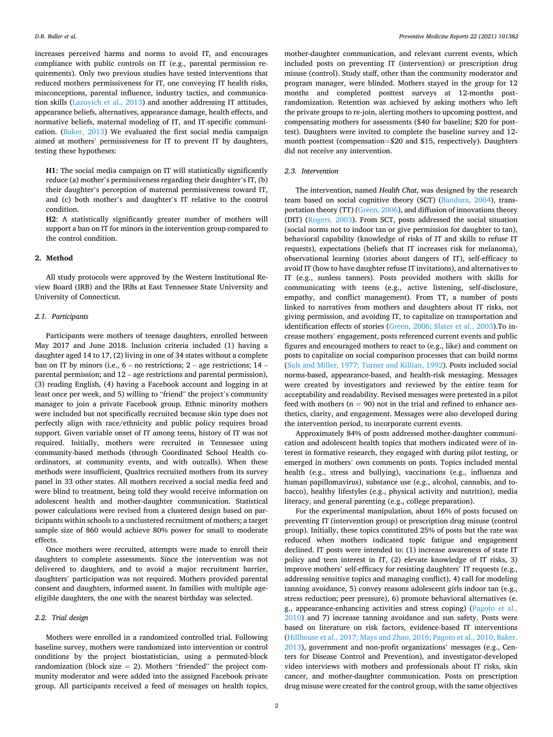increases perceived harms and norms to avoid IT, and encourages compliance with public controls on IT (e.g., parental permission requirements). Only two previous studies have tested interventions that reduced mothers permissiveness for IT, one conveying IT health risks, misconceptions, parental influence, industry tactics, and communication skills (Lazovich et al., 2013) and another addressing IT attitudes, appearance beliefs, alternatives, appearance damage, health effects, and normative beliefs, maternal modeling of IT, and IT-specific communication. (Baker, 2013) We evaluated the first social media campaign aimed at mothers' permissiveness for IT to prevent IT by daughters, testing these hypotheses:

> **H1**: The social media campaign on IT will statistically significantly reduce (a) mother's permissiveness regarding their daughter's IT, (b) their daughter's perception of maternal permissiveness toward IT, and (c) both mother's and daughter's IT relative to the control condition.
>
> **H2**: A statistically significantly greater number of mothers will support a ban on IT for minors in the intervention group compared to the control condition.

## 2. Method

All study protocols were approved by the Western Institutional Review Board (IRB) and the IRBs at East Tennessee State University and University of Connecticut.

### 2.1. Participants

Participants were mothers of teenage daughters, enrolled between May 2017 and June 2018. Inclusion criteria included (1) having a daughter aged 14 to 17, (2) living in one of 34 states without a complete ban on IT by minors (i.e., 6 – no restrictions; 2 – age restrictions; 14 – parental permission; and 12 – age restrictions and parental permission), (3) reading English, (4) having a Facebook account and logging in at least once per week, and 5) willing to "friend" the project's community manager to join a private Facebook group. Ethnic minority mothers were included but not specifically recruited because skin type does not perfectly align with race/ethnicity and public policy requires broad support. Given variable onset of IT among teens, history of IT was not required. Initially, mothers were recruited in Tennessee using community-based methods (through Coordinated School Health coordinators, at community events, and with outcalls). When these methods were insufficient, Qualtrics recruited mothers from its survey panel in 33 other states. All mothers received a social media feed and were blind to treatment, being told they would receive information on adolescent health and mother-daughter communication. Statistical power calculations were revised from a clustered design based on participants within schools to a unclustered recruitment of mothers; a target sample size of 860 would achieve 80% power for small to moderate effects.

Once mothers were recruited, attempts were made to enroll their daughters to complete assessments. Since the intervention was not delivered to daughters, and to avoid a major recruitment barrier, daughters' participation was not required. Mothers provided parental consent and daughters, informed assent. In families with multiple age-eligible daughters, the one with the nearest birthday was selected.

### 2.2. Trial design

Mothers were enrolled in a randomized controlled trial. Following baseline survey, mothers were randomized into intervention or control conditions by the project biostatistician, using a permuted-block randomization (block size = 2). Mothers "friended" the project community moderator and were added into the assigned Facebook private group. All participants received a feed of messages on health topics, mother-daughter communication, and relevant current events, which included posts on preventing IT (intervention) or prescription drug misuse (control). Study staff, other than the community moderator and program manager, were blinded. Mothers stayed in the group for 12 months and completed posttest surveys at 12-months post-randomization. Retention was achieved by asking mothers who left the private groups to re-join, alerting mothers to upcoming posttest, and compensating mothers for assessments ($40 for baseline; $20 for posttest). Daughters were invited to complete the baseline survey and 12-month posttest (compensation=$20 and $15, respectively). Daughters did not receive any intervention.

### 2.3. Intervention

The intervention, named *Health Chat*, was designed by the research team based on social cognitive theory (SCT) (Bandura, 2004), transportation theory (TT) (Green, 2006), and diffusion of innovations theory (DIT) (Rogers, 2003). From SCT, posts addressed the social situation (social norms not to indoor tan or give permission for daughter to tan), behavioral capability (knowledge of risks of IT and skills to refuse IT requests), expectations (beliefs that IT increases risk for melanoma), observational learning (stories about dangers of IT), self-efficacy to avoid IT (how to have daughter refuse IT invitations), and alternatives to IT (e.g., sunless tanners). Posts provided mothers with skills for communicating with teens (e.g., active listening, self-disclosure, empathy, and conflict management). From TT, a number of posts linked to narratives from mothers and daughters about IT risks, not giving permission, and avoiding IT, to capitalize on transportation and identification effects of stories (Green, 2006; Slater et al., 2003).To increase mothers' engagement, posts referenced current events and public figures and encouraged mothers to react to (e.g., like) and comment on posts to capitalize on social comparison processes that can build norms (Suls and Miller, 1977; Turner and Killian, 1992). Posts included social norms-based, appearance-based, and health-risk messaging. Messages were created by investigators and reviewed by the entire team for acceptability and readability. Revised messages were pretested in a pilot feed with mothers (n = 90) not in the trial and refined to enhance aesthetics, clarity, and engagement. Messages were also developed during the intervention period, to incorporate current events.

Approximately 84% of posts addressed mother-daughter communication and adolescent health topics that mothers indicated were of interest in formative research, they engaged with during pilot testing, or emerged in mothers' own comments on posts. Topics included mental health (e.g., stress and bullying), vaccinations (e.g., influenza and human papillomavirus), substance use (e.g., alcohol, cannabis, and tobacco), healthy lifestyles (e.g., physical activity and nutrition), media literacy, and general parenting (e.g., college preparation).

For the experimental manipulation, about 16% of posts focused on preventing IT (intervention group) or prescription drug misuse (control group). Initially, these topics constituted 25% of posts but the rate was reduced when mothers indicated topic fatigue and engagement declined. IT posts were intended to: (1) increase awareness of state IT policy and teen interest in IT, (2) elevate knowledge of IT risks, 3) improve mothers' self-efficacy for resisting daughters' IT requests (e.g., addressing sensitive topics and managing conflict), 4) call for modeling tanning avoidance, 5) convey reasons adolescent girls indoor tan (e.g., stress reduction; peer pressure), 6) promote behavioral alternatives (e.g., appearance-enhancing activities and stress coping) (Pagoto et al., 2010) and 7) increase tanning avoidance and sun safety. Posts were based on literature on risk factors, evidence-based IT interventions (Hillhouse et al., 2017; Mays and Zhao, 2016; Pagoto et al., 2010; Baker, 2013), government and non-profit organizations' messages (e.g., Centers for Disease Control and Prevention), and investigator-developed video interviews with mothers and professionals about IT risks, skin cancer, and mother-daughter communication. Posts on prescription drug misuse were created for the control group, with the same objectives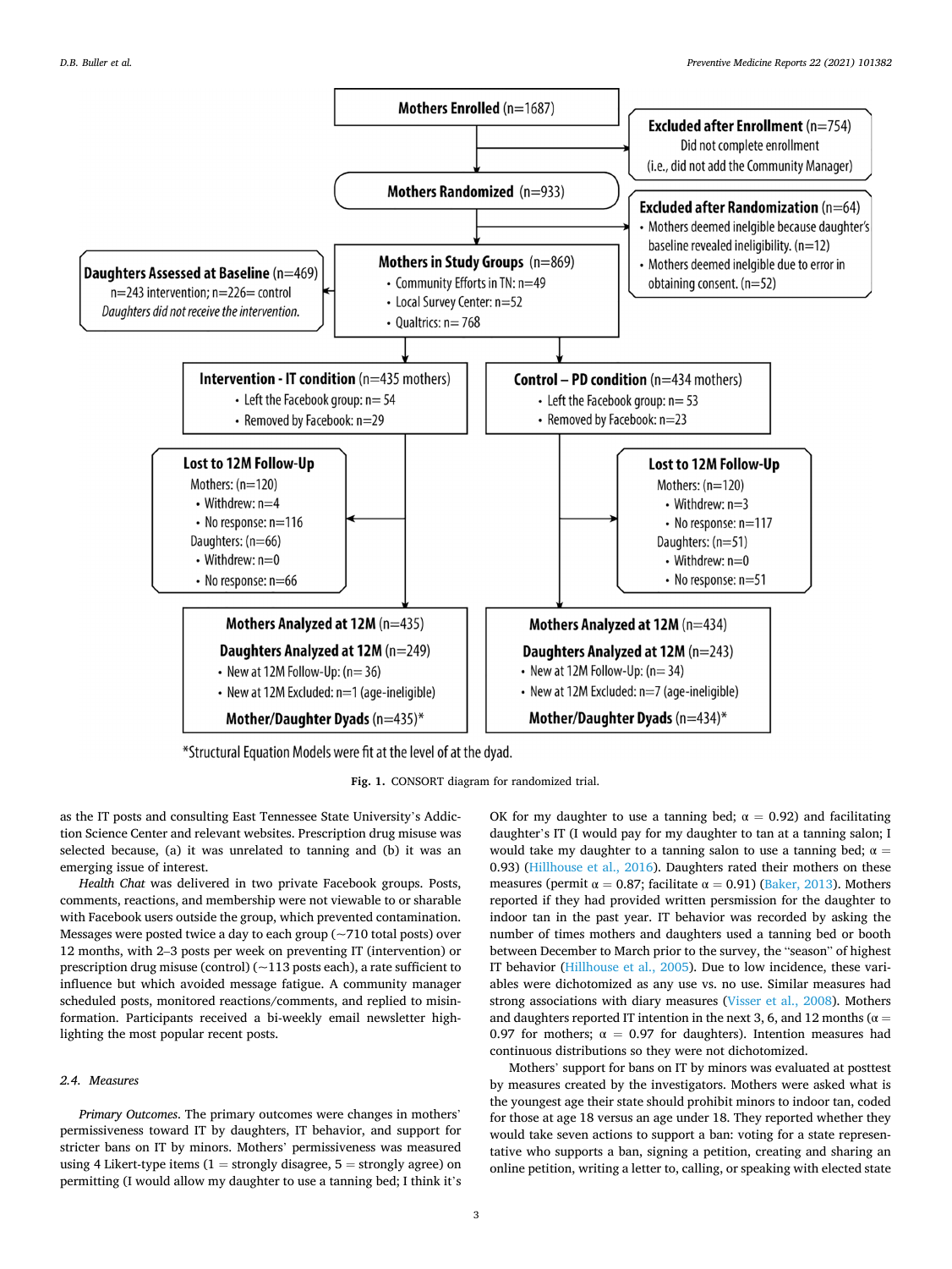**Mothers Enrolled** (n=1687)

**Excluded after Enrollment** (n=754)
Did not complete enrollment
(i.e., did not add the Community Manager)

**Mothers Randomized** (n=933)

**Excluded after Randomization** (n=64)
- Mothers deemed inelgible because daughter's baseline revealed ineligibility. (n=12)
- Mothers deemed inelgible due to error in obtaining consent. (n=52)

**Daughters Assessed at Baseline** (n=469)
n=243 intervention; n=226= control
*Daughters did not receive the intervention.*

**Mothers in Study Groups** (n=869)
- Community Efforts in TN: n=49
- Local Survey Center: n=52
- Qualtrics: n= 768

**Intervention - IT condition** (n=435 mothers)
- Left the Facebook group: n= 54
- Removed by Facebook: n=29

**Control – PD condition** (n=434 mothers)
- Left the Facebook group: n= 53
- Removed by Facebook: n=23

**Lost to 12M Follow-Up**
Mothers: (n=120)
- Withdrew: n=4
- No response: n=116

Daughters: (n=66)
- Withdrew: n=0
- No response: n=66

**Lost to 12M Follow-Up**
Mothers: (n=120)
- Withdrew: n=3
- No response: n=117

Daughters: (n=51)
- Withdrew: n=0
- No response: n=51

**Mothers Analyzed at 12M** (n=435)
**Daughters Analyzed at 12M** (n=249)
- New at 12M Follow-Up: (n= 36)
- New at 12M Excluded: n=1 (age-ineligible)

**Mother/Daughter Dyads** (n=435)*

**Mothers Analyzed at 12M** (n=434)
**Daughters Analyzed at 12M** (n=243)
- New at 12M Follow-Up: (n= 34)
- New at 12M Excluded: n=7 (age-ineligible)

**Mother/Daughter Dyads** (n=434)*

*Structural Equation Models were fit at the level of at the dyad.

**Fig. 1.** CONSORT diagram for randomized trial.

as the IT posts and consulting East Tennessee State University's Addiction Science Center and relevant websites. Prescription drug misuse was selected because, (a) it was unrelated to tanning and (b) it was an emerging issue of interest.

*Health Chat* was delivered in two private Facebook groups. Posts, comments, reactions, and membership were not viewable to or sharable with Facebook users outside the group, which prevented contamination. Messages were posted twice a day to each group (~710 total posts) over 12 months, with 2–3 posts per week on preventing IT (intervention) or prescription drug misuse (control) (~113 posts each), a rate sufficient to influence but which avoided message fatigue. A community manager scheduled posts, monitored reactions/comments, and replied to misinformation. Participants received a bi-weekly email newsletter highlighting the most popular recent posts.

### 2.4. Measures

*Primary Outcomes*. The primary outcomes were changes in mothers' permissiveness toward IT by daughters, IT behavior, and support for stricter bans on IT by minors. Mothers' permissiveness was measured using 4 Likert-type items (1 = strongly disagree, 5 = strongly agree) on permitting (I would allow my daughter to use a tanning bed; I think it's OK for my daughter to use a tanning bed; $\alpha = 0.92$) and facilitating daughter's IT (I would pay for my daughter to tan at a tanning salon; I would take my daughter to a tanning salon to use a tanning bed; $\alpha = 0.93$) (Hillhouse et al., 2016). Daughters rated their mothers on these measures (permit $\alpha = 0.87$; facilitate $\alpha = 0.91$) (Baker, 2013). Mothers reported if they had provided written persmission for the daughter to indoor tan in the past year. IT behavior was recorded by asking the number of times mothers and daughters used a tanning bed or booth between December to March prior to the survey, the "season" of highest IT behavior (Hillhouse et al., 2005). Due to low incidence, these variables were dichotomized as any use vs. no use. Similar measures had strong associations with diary measures (Visser et al., 2008). Mothers and daughters reported IT intention in the next 3, 6, and 12 months ($\alpha = 0.97$ for mothers; $\alpha = 0.97$ for daughters). Intention measures had continuous distributions so they were not dichotomized.

Mothers' support for bans on IT by minors was evaluated at posttest by measures created by the investigators. Mothers were asked what is the youngest age their state should prohibit minors to indoor tan, coded for those at age 18 versus an age under 18. They reported whether they would take seven actions to support a ban: voting for a state representative who supports a ban, signing a petition, creating and sharing an online petition, writing a letter to, calling, or speaking with elected state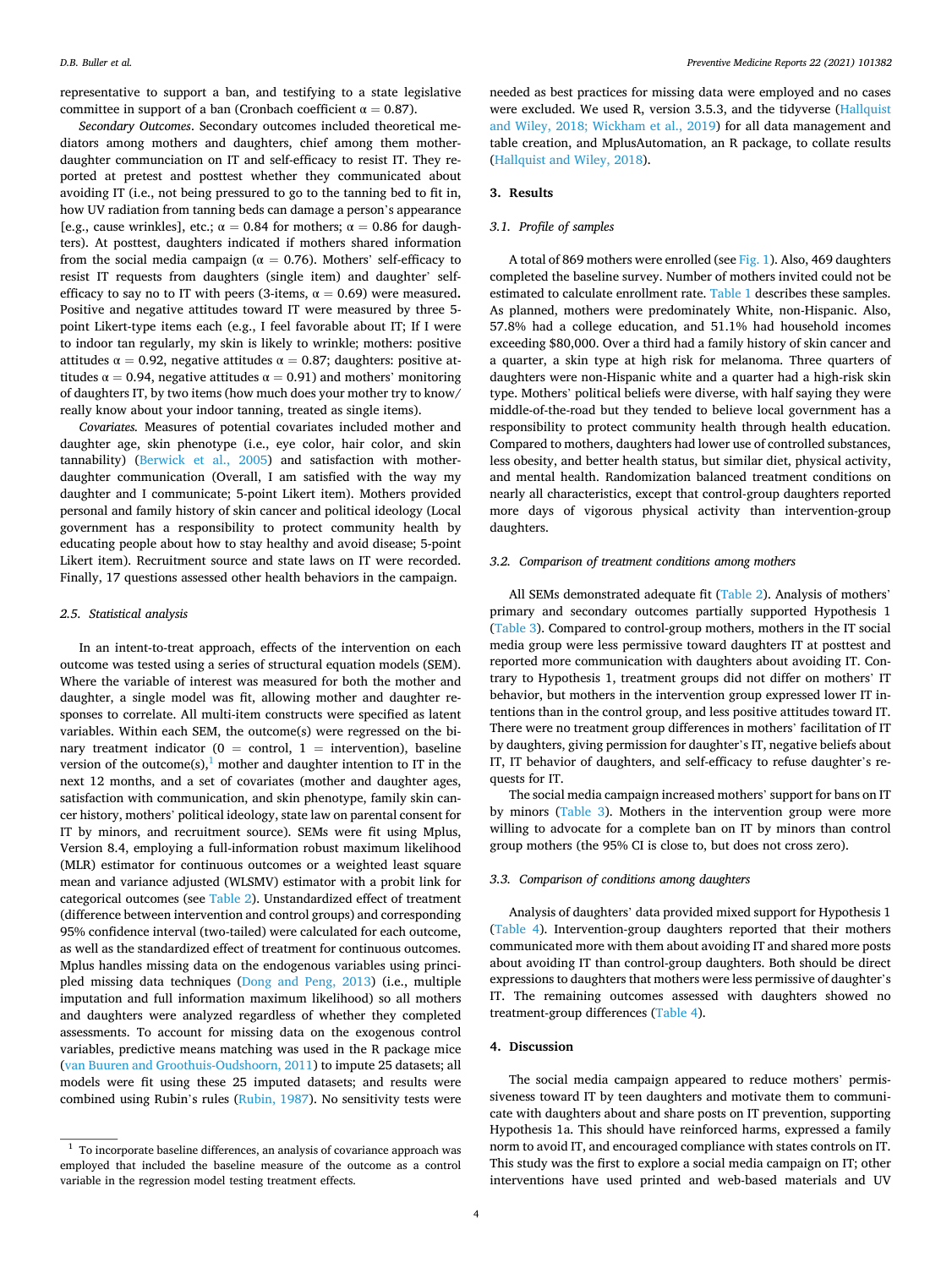representative to support a ban, and testifying to a state legislative committee in support of a ban (Cronbach coefficient α = 0.87).

*Secondary Outcomes*. Secondary outcomes included theoretical mediators among mothers and daughters, chief among them mother-daughter communciation on IT and self-efficacy to resist IT. They reported at pretest and posttest whether they communicated about avoiding IT (i.e., not being pressured to go to the tanning bed to fit in, how UV radiation from tanning beds can damage a person's appearance [e.g., cause wrinkles], etc.; α = 0.84 for mothers; α = 0.86 for daughters). At posttest, daughters indicated if mothers shared information from the social media campaign (α = 0.76). Mothers' self-efficacy to resist IT requests from daughters (single item) and daughter' self-efficacy to say no to IT with peers (3-items, α = 0.69) were measured**.** Positive and negative attitudes toward IT were measured by three 5-point Likert-type items each (e.g., I feel favorable about IT; If I were to indoor tan regularly, my skin is likely to wrinkle; mothers: positive attitudes α = 0.92, negative attitudes α = 0.87; daughters: positive attitudes α = 0.94, negative attitudes α = 0.91) and mothers' monitoring of daughters IT, by two items (how much does your mother try to know/ really know about your indoor tanning, treated as single items).

*Covariates.* Measures of potential covariates included mother and daughter age, skin phenotype (i.e., eye color, hair color, and skin tannability) (Berwick et al., 2005) and satisfaction with mother-daughter communication (Overall, I am satisfied with the way my daughter and I communicate; 5-point Likert item). Mothers provided personal and family history of skin cancer and political ideology (Local government has a responsibility to protect community health by educating people about how to stay healthy and avoid disease; 5-point Likert item). Recruitment source and state laws on IT were recorded. Finally, 17 questions assessed other health behaviors in the campaign.

### 2.5. Statistical analysis

In an intent-to-treat approach, effects of the intervention on each outcome was tested using a series of structural equation models (SEM). Where the variable of interest was measured for both the mother and daughter, a single model was fit, allowing mother and daughter responses to correlate. All multi-item constructs were specified as latent variables. Within each SEM, the outcome(s) were regressed on the binary treatment indicator (0 = control, 1 = intervention), baseline version of the outcome(s),[1] mother and daughter intention to IT in the next 12 months, and a set of covariates (mother and daughter ages, satisfaction with communication, and skin phenotype, family skin cancer history, mothers' political ideology, state law on parental consent for IT by minors, and recruitment source). SEMs were fit using Mplus, Version 8.4, employing a full-information robust maximum likelihood (MLR) estimator for continuous outcomes or a weighted least square mean and variance adjusted (WLSMV) estimator with a probit link for categorical outcomes (see Table 2). Unstandardized effect of treatment (difference between intervention and control groups) and corresponding 95% confidence interval (two-tailed) were calculated for each outcome, as well as the standardized effect of treatment for continuous outcomes. Mplus handles missing data on the endogenous variables using principled missing data techniques (Dong and Peng, 2013) (i.e., multiple imputation and full information maximum likelihood) so all mothers and daughters were analyzed regardless of whether they completed assessments. To account for missing data on the exogenous control variables, predictive means matching was used in the R package mice (van Buuren and Groothuis-Oudshoorn, 2011) to impute 25 datasets; all models were fit using these 25 imputed datasets; and results were combined using Rubin's rules (Rubin, 1987). No sensitivity tests were needed as best practices for missing data were employed and no cases were excluded. We used R, version 3.5.3, and the tidyverse (Hallquist and Wiley, 2018; Wickham et al., 2019) for all data management and table creation, and MplusAutomation, an R package, to collate results (Hallquist and Wiley, 2018).

[1] To incorporate baseline differences, an analysis of covariance approach was employed that included the baseline measure of the outcome as a control variable in the regression model testing treatment effects.

## 3. Results

### 3.1. Profile of samples

A total of 869 mothers were enrolled (see Fig. 1). Also, 469 daughters completed the baseline survey. Number of mothers invited could not be estimated to calculate enrollment rate. Table 1 describes these samples. As planned, mothers were predominately White, non-Hispanic. Also, 57.8% had a college education, and 51.1% had household incomes exceeding $80,000. Over a third had a family history of skin cancer and a quarter, a skin type at high risk for melanoma. Three quarters of daughters were non-Hispanic white and a quarter had a high-risk skin type. Mothers' political beliefs were diverse, with half saying they were middle-of-the-road but they tended to believe local government has a responsibility to protect community health through health education. Compared to mothers, daughters had lower use of controlled substances, less obesity, and better health status, but similar diet, physical activity, and mental health. Randomization balanced treatment conditions on nearly all characteristics, except that control-group daughters reported more days of vigorous physical activity than intervention-group daughters.

### 3.2. Comparison of treatment conditions among mothers

All SEMs demonstrated adequate fit (Table 2). Analysis of mothers' primary and secondary outcomes partially supported Hypothesis 1 (Table 3). Compared to control-group mothers, mothers in the IT social media group were less permissive toward daughters IT at posttest and reported more communication with daughters about avoiding IT. Contrary to Hypothesis 1, treatment groups did not differ on mothers' IT behavior, but mothers in the intervention group expressed lower IT intentions than in the control group, and less positive attitudes toward IT. There were no treatment group differences in mothers' facilitation of IT by daughters, giving permission for daughter's IT, negative beliefs about IT, IT behavior of daughters, and self-efficacy to refuse daughter's requests for IT.

The social media campaign increased mothers' support for bans on IT by minors (Table 3). Mothers in the intervention group were more willing to advocate for a complete ban on IT by minors than control group mothers (the 95% CI is close to, but does not cross zero).

### 3.3. Comparison of conditions among daughters

Analysis of daughters' data provided mixed support for Hypothesis 1 (Table 4). Intervention-group daughters reported that their mothers communicated more with them about avoiding IT and shared more posts about avoiding IT than control-group daughters. Both should be direct expressions to daughters that mothers were less permissive of daughter's IT. The remaining outcomes assessed with daughters showed no treatment-group differences (Table 4).

## 4. Discussion

The social media campaign appeared to reduce mothers' permissiveness toward IT by teen daughters and motivate them to communicate with daughters about and share posts on IT prevention, supporting Hypothesis 1a. This should have reinforced harms, expressed a family norm to avoid IT, and encouraged compliance with states controls on IT. This study was the first to explore a social media campaign on IT; other interventions have used printed and web-based materials and UV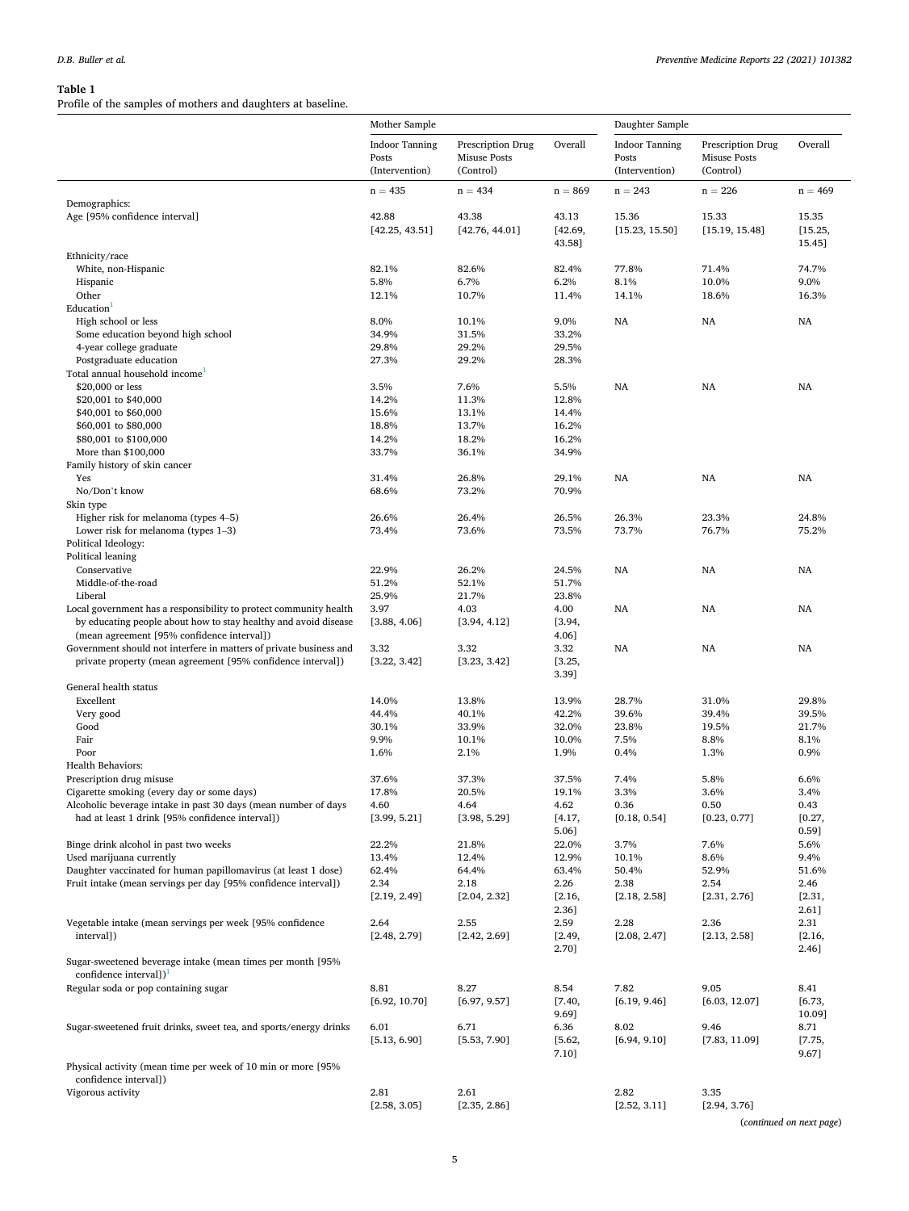**Table 1**
Profile of the samples of mothers and daughters at baseline.

| | Mother Sample | | | Daughter Sample | | |
|---|---|---|---|---|---|---|
| | Indoor Tanning Posts (Intervention) | Prescription Drug Misuse Posts (Control) | Overall | Indoor Tanning Posts (Intervention) | Prescription Drug Misuse Posts (Control) | Overall |
| | n = 435 | n = 434 | n = 869 | n = 243 | n = 226 | n = 469 |
| Demographics: | | | | | | |
| Age [95% confidence interval] | 42.88 [42.25, 43.51] | 43.38 [42.76, 44.01] | 43.13 [42.69, 43.58] | 15.36 [15.23, 15.50] | 15.33 [15.19, 15.48] | 15.35 [15.25, 15.45] |
| Ethnicity/race | | | | | | |
| White, non-Hispanic | 82.1% | 82.6% | 82.4% | 77.8% | 71.4% | 74.7% |
| Hispanic | 5.8% | 6.7% | 6.2% | 8.1% | 10.0% | 9.0% |
| Other | 12.1% | 10.7% | 11.4% | 14.1% | 18.6% | 16.3% |
| Education[1] | | | | | | |
| High school or less | 8.0% | 10.1% | 9.0% | NA | NA | NA |
| Some education beyond high school | 34.9% | 31.5% | 33.2% | | | |
| 4-year college graduate | 29.8% | 29.2% | 29.5% | | | |
| Postgraduate education | 27.3% | 29.2% | 28.3% | | | |
| Total annual household income[1] | | | | | | |
| $20,000 or less | 3.5% | 7.6% | 5.5% | NA | NA | NA |
| $20,001 to $40,000 | 14.2% | 11.3% | 12.8% | | | |
| $40,001 to $60,000 | 15.6% | 13.1% | 14.4% | | | |
| $60,001 to $80,000 | 18.8% | 13.7% | 16.2% | | | |
| $80,001 to $100,000 | 14.2% | 18.2% | 16.2% | | | |
| More than $100,000 | 33.7% | 36.1% | 34.9% | | | |
| Family history of skin cancer | | | | | | |
| Yes | 31.4% | 26.8% | 29.1% | NA | NA | NA |
| No/Don't know | 68.6% | 73.2% | 70.9% | | | |
| Skin type | | | | | | |
| Higher risk for melanoma (types 4–5) | 26.6% | 26.4% | 26.5% | 26.3% | 23.3% | 24.8% |
| Lower risk for melanoma (types 1–3) | 73.4% | 73.6% | 73.5% | 73.7% | 76.7% | 75.2% |
| Political Ideology: | | | | | | |
| Political leaning | | | | | | |
| Conservative | 22.9% | 26.2% | 24.5% | NA | NA | NA |
| Middle-of-the-road | 51.2% | 52.1% | 51.7% | | | |
| Liberal | 25.9% | 21.7% | 23.8% | | | |
| Local government has a responsibility to protect community health by educating people about how to stay healthy and avoid disease (mean agreement [95% confidence interval]) | 3.97 [3.88, 4.06] | 4.03 [3.94, 4.12] | 4.00 [3.94, 4.06] | NA | NA | NA |
| Government should not interfere in matters of private business and private property (mean agreement [95% confidence interval]) | 3.32 [3.22, 3.42] | 3.32 [3.23, 3.42] | 3.32 [3.25, 3.39] | NA | NA | NA |
| General health status | | | | | | |
| Excellent | 14.0% | 13.8% | 13.9% | 28.7% | 31.0% | 29.8% |
| Very good | 44.4% | 40.1% | 42.2% | 39.6% | 39.4% | 39.5% |
| Good | 30.1% | 33.9% | 32.0% | 23.8% | 19.5% | 21.7% |
| Fair | 9.9% | 10.1% | 10.0% | 7.5% | 8.8% | 8.1% |
| Poor | 1.6% | 2.1% | 1.9% | 0.4% | 1.3% | 0.9% |
| Health Behaviors: | | | | | | |
| Prescription drug misuse | 37.6% | 37.3% | 37.5% | 7.4% | 5.8% | 6.6% |
| Cigarette smoking (every day or some days) | 17.8% | 20.5% | 19.1% | 3.3% | 3.6% | 3.4% |
| Alcoholic beverage intake in past 30 days (mean number of days had at least 1 drink [95% confidence interval]) | 4.60 [3.99, 5.21] | 4.64 [3.98, 5.29] | 4.62 [4.17, 5.06] | 0.36 [0.18, 0.54] | 0.50 [0.23, 0.77] | 0.43 [0.27, 0.59] |
| Binge drink alcohol in past two weeks | 22.2% | 21.8% | 22.0% | 3.7% | 7.6% | 5.6% |
| Used marijuana currently | 13.4% | 12.4% | 12.9% | 10.1% | 8.6% | 9.4% |
| Daughter vaccinated for human papillomavirus (at least 1 dose) | 62.4% | 64.4% | 63.4% | 50.4% | 52.9% | 51.6% |
| Fruit intake (mean servings per day [95% confidence interval]) | 2.34 [2.19, 2.49] | 2.18 [2.04, 2.32] | 2.26 [2.16, 2.36] | 2.38 [2.18, 2.58] | 2.54 [2.31, 2.76] | 2.46 [2.31, 2.61] |
| Vegetable intake (mean servings per week [95% confidence interval]) | 2.64 [2.48, 2.79] | 2.55 [2.42, 2.69] | 2.59 [2.49, 2.70] | 2.28 [2.08, 2.47] | 2.36 [2.13, 2.58] | 2.31 [2.16, 2.46] |
| Sugar-sweetened beverage intake (mean times per month [95% confidence interval])[1] | | | | | | |
| Regular soda or pop containing sugar | 8.81 [6.92, 10.70] | 8.27 [6.97, 9.57] | 8.54 [7.40, 9.69] | 7.82 [6.19, 9.46] | 9.05 [6.03, 12.07] | 8.41 [6.73, 10.09] |
| Sugar-sweetened fruit drinks, sweet tea, and sports/energy drinks | 6.01 [5.13, 6.90] | 6.71 [5.53, 7.90] | 6.36 [5.62, 7.10] | 8.02 [6.94, 9.10] | 9.46 [7.83, 11.09] | 8.71 [7.75, 9.67] |
| Physical activity (mean time per week of 10 min or more [95% confidence interval]) | | | | | | |
| Vigorous activity | 2.81 [2.58, 3.05] | 2.61 [2.35, 2.86] | | 2.82 [2.52, 3.11] | 3.35 [2.94, 3.76] | |

(*continued on next page*)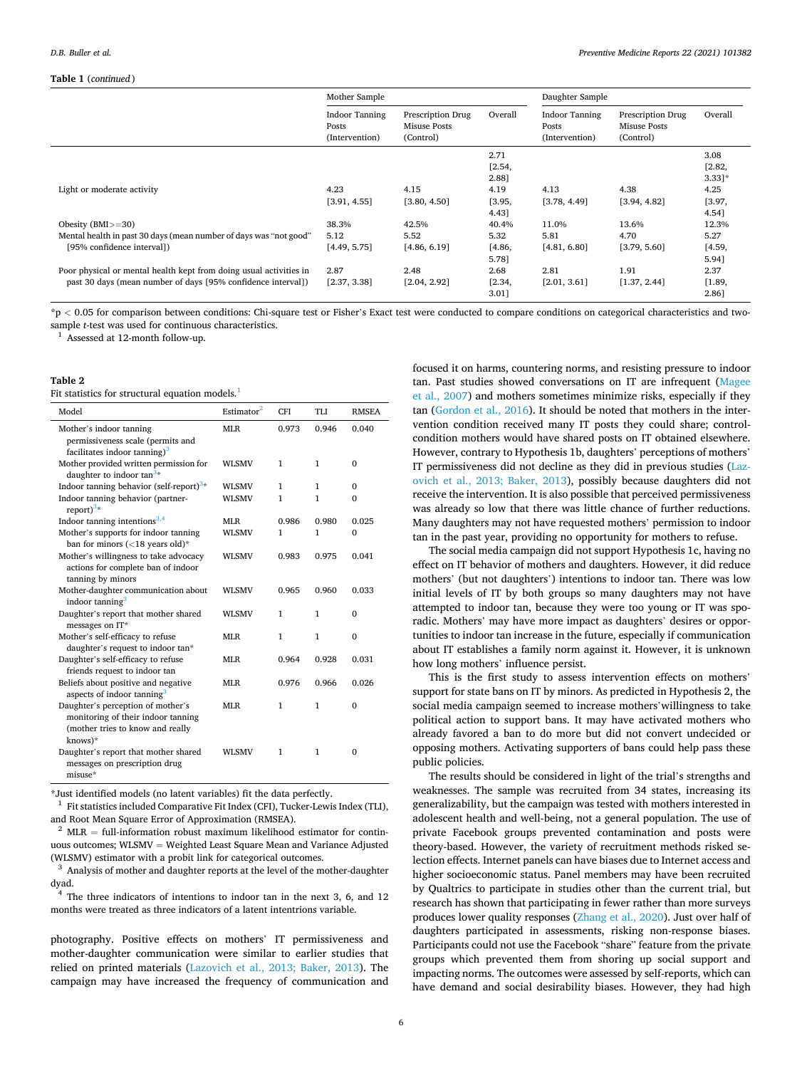**Table 1** (*continued*)

| | Mother Sample | | | Daughter Sample | | |
|---|---|---|---|---|---|---|
| | Indoor Tanning Posts (Intervention) | Prescription Drug Misuse Posts (Control) | Overall | Indoor Tanning Posts (Intervention) | Prescription Drug Misuse Posts (Control) | Overall |
| | | | 2.71 [2.54, 2.88] | | | 3.08 [2.82, 3.33]* |
| Light or moderate activity | 4.23 [3.91, 4.55] | 4.15 [3.80, 4.50] | 4.19 [3.95, 4.43] | 4.13 [3.78, 4.49] | 4.38 [3.94, 4.82] | 4.25 [3.97, 4.54] |
| Obesity (BMI>=30) | 38.3% | 42.5% | 40.4% | 11.0% | 13.6% | 12.3% |
| Mental health in past 30 days (mean number of days was "not good" [95% confidence interval]) | 5.12 [4.49, 5.75] | 5.52 [4.86, 6.19] | 5.32 [4.86, 5.78] | 5.81 [4.81, 6.80] | 4.70 [3.79, 5.60] | 5.27 [4.59, 5.94] |
| Poor physical or mental health kept from doing usual activities in past 30 days (mean number of days [95% confidence interval]) | 2.87 [2.37, 3.38] | 2.48 [2.04, 2.92] | 2.68 [2.34, 3.01] | 2.81 [2.01, 3.61] | 1.91 [1.37, 2.44] | 2.37 [1.89, 2.86] |

*p < 0.05 for comparison between conditions: Chi-square test or Fisher's Exact test were conducted to compare conditions on categorical characteristics and two-sample *t*-test was used for continuous characteristics.

[1] Assessed at 12-month follow-up.

**Table 2**
Fit statistics for structural equation models.[1]

| Model | Estimator[2] | CFI | TLI | RMSEA |
|---|---|---|---|---|
| Mother's indoor tanning permissiveness scale (permits and facilitates indoor tanning)[3] | MLR | 0.973 | 0.946 | 0.040 |
| Mother provided written permission for daughter to indoor tan[3]* | WLSMV | 1 | 1 | 0 |
| Indoor tanning behavior (self-report)[3]* | WLSMV | 1 | 1 | 0 |
| Indoor tanning behavior (partner-report)[3]* | WLSMV | 1 | 1 | 0 |
| Indoor tanning intentions[3,4] | MLR | 0.986 | 0.980 | 0.025 |
| Mother's supports for indoor tanning ban for minors (<18 years old)* | WLSMV | 1 | 1 | 0 |
| Mother's willingness to take advocacy actions for complete ban of indoor tanning by minors | WLSMV | 0.983 | 0.975 | 0.041 |
| Mother-daughter communication about indoor tanning[3] | WLSMV | 0.965 | 0.960 | 0.033 |
| Daughter's report that mother shared messages on IT* | WLSMV | 1 | 1 | 0 |
| Mother's self-efficacy to refuse daughter's request to indoor tan* | MLR | 1 | 1 | 0 |
| Daughter's self-efficacy to refuse friends request to indoor tan | MLR | 0.964 | 0.928 | 0.031 |
| Beliefs about positive and negative aspects of indoor tanning[3] | MLR | 0.976 | 0.966 | 0.026 |
| Daughter's perception of mother's monitoring of their indoor tanning (mother tries to know and really knows)* | MLR | 1 | 1 | 0 |
| Daughter's report that mother shared messages on prescription drug misuse* | WLSMV | 1 | 1 | 0 |

*Just identified models (no latent variables) fit the data perfectly.

[1] Fit statistics included Comparative Fit Index (CFI), Tucker-Lewis Index (TLI), and Root Mean Square Error of Approximation (RMSEA).

[2] MLR = full-information robust maximum likelihood estimator for continuous outcomes; WLSMV = Weighted Least Square Mean and Variance Adjusted (WLSMV) estimator with a probit link for categorical outcomes.

[3] Analysis of mother and daughter reports at the level of the mother-daughter dyad.

[4] The three indicators of intentions to indoor tan in the next 3, 6, and 12 months were treated as three indicators of a latent intentrions variable.

photography. Positive effects on mothers' IT permissiveness and mother-daughter communication were similar to earlier studies that relied on printed materials (Lazovich et al., 2013; Baker, 2013). The campaign may have increased the frequency of communication and focused it on harms, countering norms, and resisting pressure to indoor tan. Past studies showed conversations on IT are infrequent (Magee et al., 2007) and mothers sometimes minimize risks, especially if they tan (Gordon et al., 2016). It should be noted that mothers in the intervention condition received many IT posts they could share; control-condition mothers would have shared posts on IT obtained elsewhere. However, contrary to Hypothesis 1b, daughters' perceptions of mothers' IT permissiveness did not decline as they did in previous studies (Lazovich et al., 2013; Baker, 2013), possibly because daughters did not receive the intervention. It is also possible that perceived permissiveness was already so low that there was little chance of further reductions. Many daughters may not have requested mothers' permission to indoor tan in the past year, providing no opportunity for mothers to refuse.

The social media campaign did not support Hypothesis 1c, having no effect on IT behavior of mothers and daughters. However, it did reduce mothers' (but not daughters') intentions to indoor tan. There was low initial levels of IT by both groups so many daughters may not have attempted to indoor tan, because they were too young or IT was sporadic. Mothers' may have more impact as daughters' desires or opportunities to indoor tan increase in the future, especially if communication about IT establishes a family norm against it. However, it is unknown how long mothers' influence persist.

This is the first study to assess intervention effects on mothers' support for state bans on IT by minors. As predicted in Hypothesis 2, the social media campaign seemed to increase mothers'willingness to take political action to support bans. It may have activated mothers who already favored a ban to do more but did not convert undecided or opposing mothers. Activating supporters of bans could help pass these public policies.

The results should be considered in light of the trial's strengths and weaknesses. The sample was recruited from 34 states, increasing its generalizability, but the campaign was tested with mothers interested in adolescent health and well-being, not a general population. The use of private Facebook groups prevented contamination and posts were theory-based. However, the variety of recruitment methods risked selection effects. Internet panels can have biases due to Internet access and higher socioeconomic status. Panel members may have been recruited by Qualtrics to participate in studies other than the current trial, but research has shown that participating in fewer rather than more surveys produces lower quality responses (Zhang et al., 2020). Just over half of daughters participated in assessments, risking non-response biases. Participants could not use the Facebook "share" feature from the private groups which prevented them from shoring up social support and impacting norms. The outcomes were assessed by self-reports, which can have demand and social desirability biases. However, they had high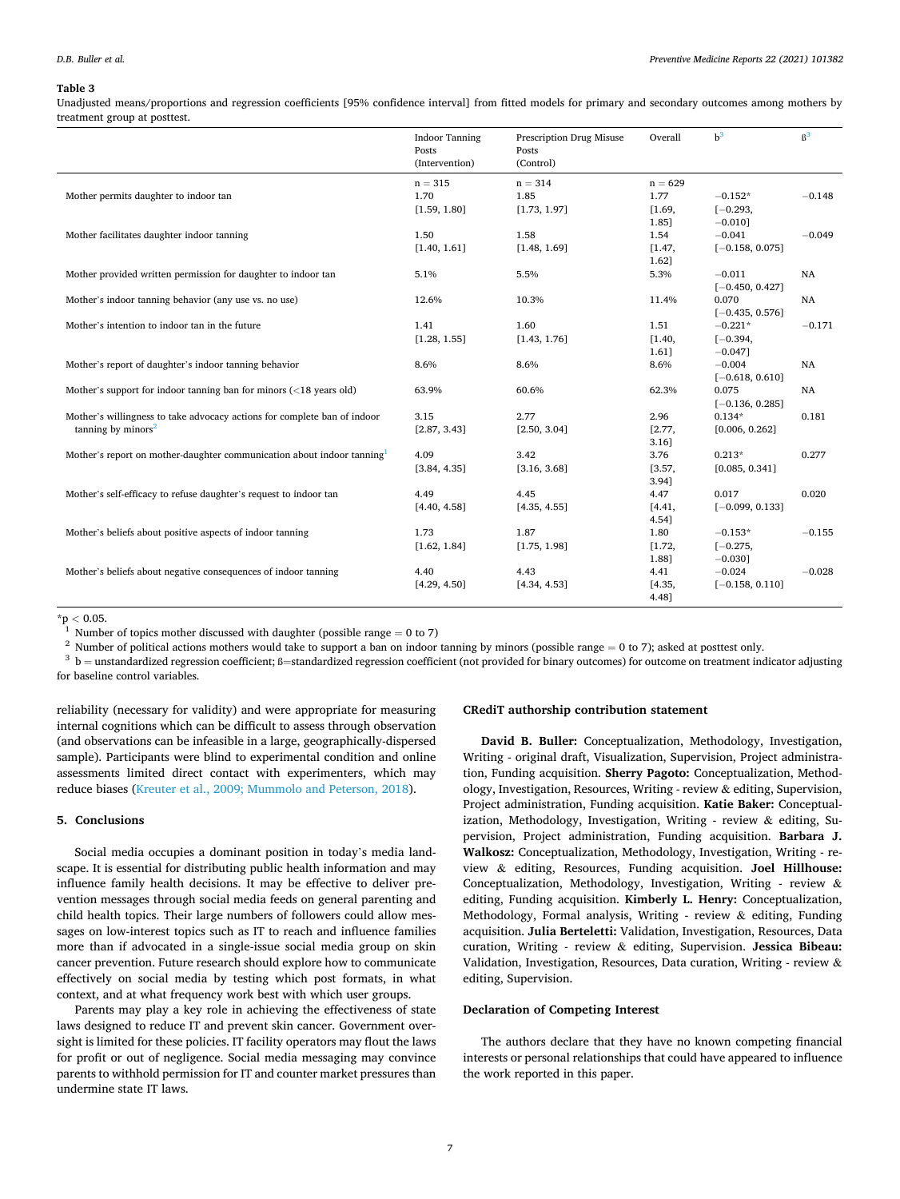**Table 3**

Unadjusted means/proportions and regression coefficients [95% confidence interval] from fitted models for primary and secondary outcomes among mothers by treatment group at posttest.

| | Indoor Tanning Posts (Intervention) | Prescription Drug Misuse Posts (Control) | Overall | b[3] | ß[3] |
|---|---|---|---|---|---|
| | n = 315 | n = 314 | n = 629 | | |
| Mother permits daughter to indoor tan | 1.70 [1.59, 1.80] | 1.85 [1.73, 1.97] | 1.77 [1.69, 1.85] | −0.152* [−0.293, −0.010] | −0.148 |
| Mother facilitates daughter indoor tanning | 1.50 [1.40, 1.61] | 1.58 [1.48, 1.69] | 1.54 [1.47, 1.62] | −0.041 [−0.158, 0.075] | −0.049 |
| Mother provided written permission for daughter to indoor tan | 5.1% | 5.5% | 5.3% | −0.011 [−0.450, 0.427] | NA |
| Mother's indoor tanning behavior (any use vs. no use) | 12.6% | 10.3% | 11.4% | 0.070 [−0.435, 0.576] | NA |
| Mother's intention to indoor tan in the future | 1.41 [1.28, 1.55] | 1.60 [1.43, 1.76] | 1.51 [1.40, 1.61] | −0.221* [−0.394, −0.047] | −0.171 |
| Mother's report of daughter's indoor tanning behavior | 8.6% | 8.6% | 8.6% | −0.004 [−0.618, 0.610] | NA |
| Mother's support for indoor tanning ban for minors (<18 years old) | 63.9% | 60.6% | 62.3% | 0.075 [−0.136, 0.285] | NA |
| Mother's willingness to take advocacy actions for complete ban of indoor tanning by minors[2] | 3.15 [2.87, 3.43] | 2.77 [2.50, 3.04] | 2.96 [2.77, 3.16] | 0.134* [0.006, 0.262] | 0.181 |
| Mother's report on mother-daughter communication about indoor tanning[1] | 4.09 [3.84, 4.35] | 3.42 [3.16, 3.68] | 3.76 [3.57, 3.94] | 0.213* [0.085, 0.341] | 0.277 |
| Mother's self-efficacy to refuse daughter's request to indoor tan | 4.49 [4.40, 4.58] | 4.45 [4.35, 4.55] | 4.47 [4.41, 4.54] | 0.017 [−0.099, 0.133] | 0.020 |
| Mother's beliefs about positive aspects of indoor tanning | 1.73 [1.62, 1.84] | 1.87 [1.75, 1.98] | 1.80 [1.72, 1.88] | −0.153* [−0.275, −0.030] | −0.155 |
| Mother's beliefs about negative consequences of indoor tanning | 4.40 [4.29, 4.50] | 4.43 [4.34, 4.53] | 4.41 [4.35, 4.48] | −0.024 [−0.158, 0.110] | −0.028 |

*$p < 0.05$.

[1] Number of topics mother discussed with daughter (possible range = 0 to 7)

[2] Number of political actions mothers would take to support a ban on indoor tanning by minors (possible range = 0 to 7); asked at posttest only.

[3] b = unstandardized regression coefficient; ß=standardized regression coefficient (not provided for binary outcomes) for outcome on treatment indicator adjusting for baseline control variables.

reliability (necessary for validity) and were appropriate for measuring internal cognitions which can be difficult to assess through observation (and observations can be infeasible in a large, geographically-dispersed sample). Participants were blind to experimental condition and online assessments limited direct contact with experimenters, which may reduce biases (Kreuter et al., 2009; Mummolo and Peterson, 2018).

## 5. Conclusions

Social media occupies a dominant position in today's media landscape. It is essential for distributing public health information and may influence family health decisions. It may be effective to deliver prevention messages through social media feeds on general parenting and child health topics. Their large numbers of followers could allow messages on low-interest topics such as IT to reach and influence families more than if advocated in a single-issue social media group on skin cancer prevention. Future research should explore how to communicate effectively on social media by testing which post formats, in what context, and at what frequency work best with which user groups.

Parents may play a key role in achieving the effectiveness of state laws designed to reduce IT and prevent skin cancer. Government oversight is limited for these policies. IT facility operators may flout the laws for profit or out of negligence. Social media messaging may convince parents to withhold permission for IT and counter market pressures than undermine state IT laws.

## CRediT authorship contribution statement

**David B. Buller:** Conceptualization, Methodology, Investigation, Writing - original draft, Visualization, Supervision, Project administration, Funding acquisition. **Sherry Pagoto:** Conceptualization, Methodology, Investigation, Resources, Writing - review & editing, Supervision, Project administration, Funding acquisition. **Katie Baker:** Conceptualization, Methodology, Investigation, Writing - review & editing, Supervision, Project administration, Funding acquisition. **Barbara J. Walkosz:** Conceptualization, Methodology, Investigation, Writing - review & editing, Resources, Funding acquisition. **Joel Hillhouse:** Conceptualization, Methodology, Investigation, Writing - review & editing, Funding acquisition. **Kimberly L. Henry:** Conceptualization, Methodology, Formal analysis, Writing - review & editing, Funding acquisition. **Julia Berteletti:** Validation, Investigation, Resources, Data curation, Writing - review & editing, Supervision. **Jessica Bibeau:** Validation, Investigation, Resources, Data curation, Writing - review & editing, Supervision.

## Declaration of Competing Interest

The authors declare that they have no known competing financial interests or personal relationships that could have appeared to influence the work reported in this paper.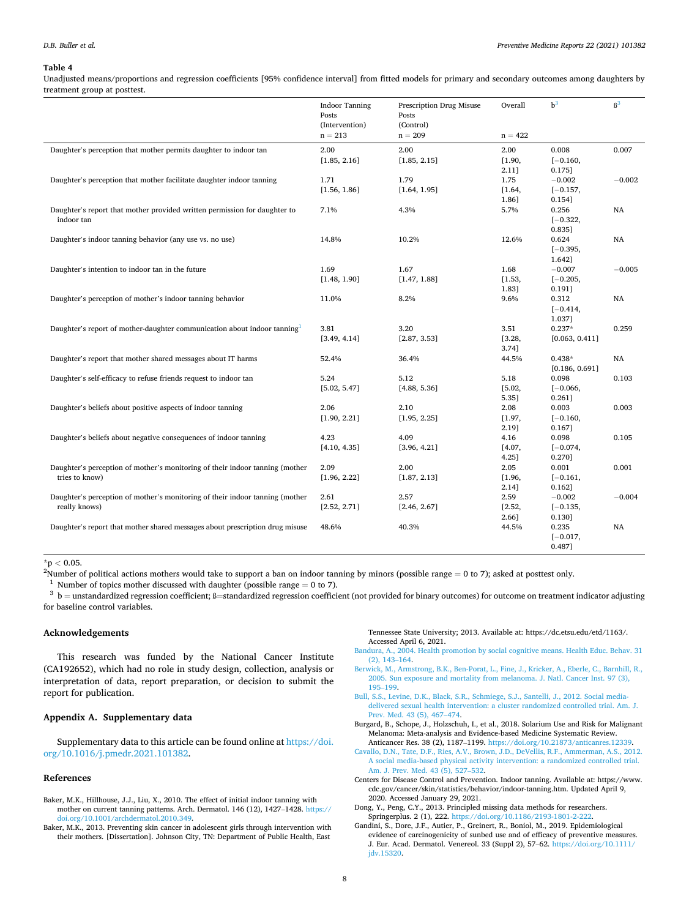**Table 4**

Unadjusted means/proportions and regression coefficients [95% confidence interval] from fitted models for primary and secondary outcomes among daughters by treatment group at posttest.

| | Indoor Tanning Posts (Intervention) n = 213 | Prescription Drug Misuse Posts (Control) n = 209 | Overall n = 422 | b[3] | ß[3] |
|---|---|---|---|---|---|
| Daughter's perception that mother permits daughter to indoor tan | 2.00 [1.85, 2.16] | 2.00 [1.85, 2.15] | 2.00 [1.90, 2.11] | 0.008 [−0.160, 0.175] | 0.007 |
| Daughter's perception that mother facilitate daughter indoor tanning | 1.71 [1.56, 1.86] | 1.79 [1.64, 1.95] | 1.75 [1.64, 1.86] | −0.002 [−0.157, 0.154] | −0.002 |
| Daughter's report that mother provided written permission for daughter to indoor tan | 7.1% | 4.3% | 5.7% | 0.256 [−0.322, 0.835] | NA |
| Daughter's indoor tanning behavior (any use vs. no use) | 14.8% | 10.2% | 12.6% | 0.624 [−0.395, 1.642] | NA |
| Daughter's intention to indoor tan in the future | 1.69 [1.48, 1.90] | 1.67 [1.47, 1.88] | 1.68 [1.53, 1.83] | −0.007 [−0.205, 0.191] | −0.005 |
| Daughter's perception of mother's indoor tanning behavior | 11.0% | 8.2% | 9.6% | 0.312 [−0.414, 1.037] | NA |
| Daughter's report of mother-daughter communication about indoor tanning[1] | 3.81 [3.49, 4.14] | 3.20 [2.87, 3.53] | 3.51 [3.28, 3.74] | 0.237* [0.063, 0.411] | 0.259 |
| Daughter's report that mother shared messages about IT harms | 52.4% | 36.4% | 44.5% | 0.438* [0.186, 0.691] | NA |
| Daughter's self-efficacy to refuse friends request to indoor tan | 5.24 [5.02, 5.47] | 5.12 [4.88, 5.36] | 5.18 [5.02, 5.35] | 0.098 [−0.066, 0.261] | 0.103 |
| Daughter's beliefs about positive aspects of indoor tanning | 2.06 [1.90, 2.21] | 2.10 [1.95, 2.25] | 2.08 [1.97, 2.19] | 0.003 [−0.160, 0.167] | 0.003 |
| Daughter's beliefs about negative consequences of indoor tanning | 4.23 [4.10, 4.35] | 4.09 [3.96, 4.21] | 4.16 [4.07, 4.25] | 0.098 [−0.074, 0.270] | 0.105 |
| Daughter's perception of mother's monitoring of their indoor tanning (mother tries to know) | 2.09 [1.96, 2.22] | 2.00 [1.87, 2.13] | 2.05 [1.96, 2.14] | 0.001 [−0.161, 0.162] | 0.001 |
| Daughter's perception of mother's monitoring of their indoor tanning (mother really knows) | 2.61 [2.52, 2.71] | 2.57 [2.46, 2.67] | 2.59 [2.52, 2.66] | −0.002 [−0.135, 0.130] | −0.004 |
| Daughter's report that mother shared messages about prescription drug misuse | 48.6% | 40.3% | 44.5% | 0.235 [−0.017, 0.487] | NA |

*$p < 0.05$.

[2]Number of political actions mothers would take to support a ban on indoor tanning by minors (possible range = 0 to 7); asked at posttest only.

[1] Number of topics mother discussed with daughter (possible range = 0 to 7).

[3] b = unstandardized regression coefficient; ß=standardized regression coefficient (not provided for binary outcomes) for outcome on treatment indicator adjusting for baseline control variables.

## Acknowledgements

This research was funded by the National Cancer Institute (CA192652), which had no role in study design, collection, analysis or interpretation of data, report preparation, or decision to submit the report for publication.

## Appendix A. Supplementary data

Supplementary data to this article can be found online at https://doi.org/10.1016/j.pmedr.2021.101382.

## References

Baker, M.K., Hillhouse, J.J., Liu, X., 2010. The effect of initial indoor tanning with mother on current tanning patterns. Arch. Dermatol. 146 (12), 1427–1428. https://doi.org/10.1001/archdermatol.2010.349.

Baker, M.K., 2013. Preventing skin cancer in adolescent girls through intervention with their mothers. [Dissertation]. Johnson City, TN: Department of Public Health, East Tennessee State University; 2013. Available at: https://dc.etsu.edu/etd/1163/. Accessed April 6, 2021.

Bandura, A., 2004. Health promotion by social cognitive means. Health Educ. Behav. 31 (2), 143–164.

Berwick, M., Armstrong, B.K., Ben-Porat, L., Fine, J., Kricker, A., Eberle, C., Barnhill, R., 2005. Sun exposure and mortality from melanoma. J. Natl. Cancer Inst. 97 (3), 195–199.

Bull, S.S., Levine, D.K., Black, S.R., Schmiege, S.J., Santelli, J., 2012. Social media-delivered sexual health intervention: a cluster randomized controlled trial. Am. J. Prev. Med. 43 (5), 467–474.

Burgard, B., Schope, J., Holzschuh, I., et al., 2018. Solarium Use and Risk for Malignant Melanoma: Meta-analysis and Evidence-based Medicine Systematic Review. Anticancer Res. 38 (2), 1187–1199. https://doi.org/10.21873/anticanres.12339.

Cavallo, D.N., Tate, D.F., Ries, A.V., Brown, J.D., DeVellis, R.F., Ammerman, A.S., 2012. A social media-based physical activity intervention: a randomized controlled trial. Am. J. Prev. Med. 43 (5), 527–532.

Centers for Disease Control and Prevention. Indoor tanning. Available at: https://www.cdc.gov/cancer/skin/statistics/behavior/indoor-tanning.htm. Updated April 9, 2020. Accessed January 29, 2021.

Dong, Y., Peng, C.Y., 2013. Principled missing data methods for researchers. Springerplus. 2 (1), 222. https://doi.org/10.1186/2193-1801-2-222.

Gandini, S., Dore, J.F., Autier, P., Greinert, R., Boniol, M., 2019. Epidemiological evidence of carcinogenicity of sunbed use and of efficacy of preventive measures. J. Eur. Acad. Dermatol. Venereol. 33 (Suppl 2), 57–62. https://doi.org/10.1111/jdv.15320.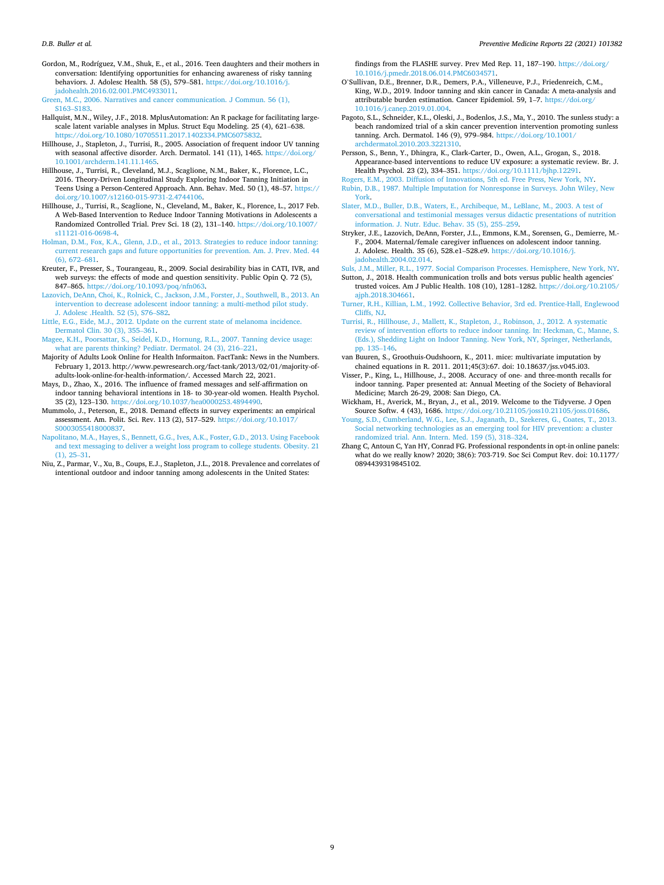Gordon, M., Rodríguez, V.M., Shuk, E., et al., 2016. Teen daughters and their mothers in conversation: Identifying opportunities for enhancing awareness of risky tanning behaviors. J. Adolesc Health. 58 (5), 579–581. https://doi.org/10.1016/j.jadohealth.2016.02.001.PMC4933011.

Green, M.C., 2006. Narratives and cancer communication. J Commun. 56 (1), S163–S183.

Hallquist, M.N., Wiley, J.F., 2018. MplusAutomation: An R package for facilitating large-scale latent variable analyses in Mplus. Struct Equ Modeling. 25 (4), 621–638. https://doi.org/10.1080/10705511.2017.1402334.PMC6075832.

Hillhouse, J., Stapleton, J., Turrisi, R., 2005. Association of frequent indoor UV tanning with seasonal affective disorder. Arch. Dermatol. 141 (11), 1465. https://doi.org/10.1001/archderm.141.11.1465.

Hillhouse, J., Turrisi, R., Cleveland, M.J., Scaglione, N.M., Baker, K., Florence, L.C., 2016. Theory-Driven Longitudinal Study Exploring Indoor Tanning Initiation in Teens Using a Person-Centered Approach. Ann. Behav. Med. 50 (1), 48–57. https://doi.org/10.1007/s12160-015-9731-2.4744106.

Hillhouse, J., Turrisi, R., Scaglione, N., Cleveland, M., Baker, K., Florence, L., 2017 Feb. A Web-Based Intervention to Reduce Indoor Tanning Motivations in Adolescents a Randomized Controlled Trial. Prev Sci. 18 (2), 131–140. https://doi.org/10.1007/s11121-016-0698-4.

Holman, D.M., Fox, K.A., Glenn, J.D., et al., 2013. Strategies to reduce indoor tanning: current research gaps and future opportunities for prevention. Am. J. Prev. Med. 44 (6), 672–681.

Kreuter, F., Presser, S., Tourangeau, R., 2009. Social desirability bias in CATI, IVR, and web surveys: the effects of mode and question sensitivity. Public Opin Q. 72 (5), 847–865. https://doi.org/10.1093/poq/nfn063.

Lazovich, DeAnn, Choi, K., Rolnick, C., Jackson, J.M., Forster, J., Southwell, B., 2013. An intervention to decrease adolescent indoor tanning: a multi-method pilot study. J. Adolesc .Health. 52 (5), S76–S82.

Little, E.G., Eide, M.J., 2012. Update on the current state of melanoma incidence. Dermatol Clin. 30 (3), 355–361.

Magee, K.H., Poorsattar, S., Seidel, K.D., Hornung, R.L., 2007. Tanning device usage: what are parents thinking? Pediatr. Dermatol. 24 (3), 216–221.

Majority of Adults Look Online for Health Informaiton. FactTank: News in the Numbers. February 1, 2013. http://www.pewresearch.org/fact-tank/2013/02/01/majority-of-adults-look-online-for-health-information/. Accessed March 22, 2021.

Mays, D., Zhao, X., 2016. The influence of framed messages and self-affirmation on indoor tanning behavioral intentions in 18- to 30-year-old women. Health Psychol. 35 (2), 123–130. https://doi.org/10.1037/hea0000253.4894490.

Mummolo, J., Peterson, E., 2018. Demand effects in survey experiments: an empirical assessment. Am. Polit. Sci. Rev. 113 (2), 517–529. https://doi.org/10.1017/S0003055418000837.

Napolitano, M.A., Hayes, S., Bennett, G.G., Ives, A.K., Foster, G.D., 2013. Using Facebook and text messaging to deliver a weight loss program to college students. Obesity. 21 (1), 25–31.

Niu, Z., Parmar, V., Xu, B., Coups, E.J., Stapleton, J.L., 2018. Prevalence and correlates of intentional outdoor and indoor tanning among adolescents in the United States: findings from the FLASHE survey. Prev Med Rep. 11, 187–190. https://doi.org/10.1016/j.pmedr.2018.06.014.PMC6034571.

O'Sullivan, D.E., Brenner, D.R., Demers, P.A., Villeneuve, P.J., Friedenreich, C.M., King, W.D., 2019. Indoor tanning and skin cancer in Canada: A meta-analysis and attributable burden estimation. Cancer Epidemiol. 59, 1–7. https://doi.org/10.1016/j.canep.2019.01.004.

Pagoto, S.L., Schneider, K.L., Oleski, J., Bodenlos, J.S., Ma, Y., 2010. The sunless study: a beach randomized trial of a skin cancer prevention intervention promoting sunless tanning. Arch. Dermatol. 146 (9), 979–984. https://doi.org/10.1001/archdermatol.2010.203.3221310.

Persson, S., Benn, Y., Dhingra, K., Clark-Carter, D., Owen, A.L., Grogan, S., 2018. Appearance-based interventions to reduce UV exposure: a systematic review. Br. J. Health Psychol. 23 (2), 334–351. https://doi.org/10.1111/bjhp.12291.

Rogers, E.M., 2003. Diffusion of Innovations, 5th ed. Free Press, New York, NY.

Rubin, D.B., 1987. Multiple Imputation for Nonresponse in Surveys. John Wiley, New York.

Slater, M.D., Buller, D.B., Waters, E., Archibeque, M., LeBlanc, M., 2003. A test of conversational and testimonial messages versus didactic presentations of nutrition information. J. Nutr. Educ. Behav. 35 (5), 255–259.

Stryker, J.E., Lazovich, DeAnn, Forster, J.L., Emmons, K.M., Sorensen, G., Demierre, M.-F., 2004. Maternal/female caregiver influences on adolescent indoor tanning. J. Adolesc. Health. 35 (6), 528.e1–528.e9. https://doi.org/10.1016/j.jadohealth.2004.02.014.

Suls, J.M., Miller, R.L., 1977. Social Comparison Processes. Hemisphere, New York, NY.

Sutton, J., 2018. Health communication trolls and bots versus public health agencies' trusted voices. Am J Public Health. 108 (10), 1281–1282. https://doi.org/10.2105/ajph.2018.304661.

Turner, R.H., Killian, L.M., 1992. Collective Behavior, 3rd ed. Prentice-Hall, Englewood Cliffs, NJ.

Turrisi, R., Hillhouse, J., Mallett, K., Stapleton, J., Robinson, J., 2012. A systematic review of intervention efforts to reduce indoor tanning. In: Heckman, C., Manne, S. (Eds.), Shedding Light on Indoor Tanning. New York, NY, Springer, Netherlands, pp. 135–146.

van Buuren, S., Groothuis-Oudshoorn, K., 2011. mice: multivariate imputation by chained equations in R. 2011. 2011;45(3):67. doi: 10.18637/jss.v045.i03.

Visser, P., King, L., Hillhouse, J., 2008. Accuracy of one- and three-month recalls for indoor tanning. Paper presented at: Annual Meeting of the Society of Behavioral Medicine; March 26-29, 2008: San Diego, CA.

Wickham, H., Averick, M., Bryan, J., et al., 2019. Welcome to the Tidyverse. J Open Source Softw. 4 (43), 1686. https://doi.org/10.21105/joss10.21105/joss.01686.

Young, S.D., Cumberland, W.G., Lee, S.J., Jaganath, D., Szekeres, G., Coates, T., 2013. Social networking technologies as an emerging tool for HIV prevention: a cluster randomized trial. Ann. Intern. Med. 159 (5), 318–324.

Zhang C, Antoun C, Yan HY, Conrad FG. Professional respondents in opt-in online panels: what do we really know? 2020; 38(6): 703-719. Soc Sci Comput Rev. doi: 10.1177/0894439319845102.